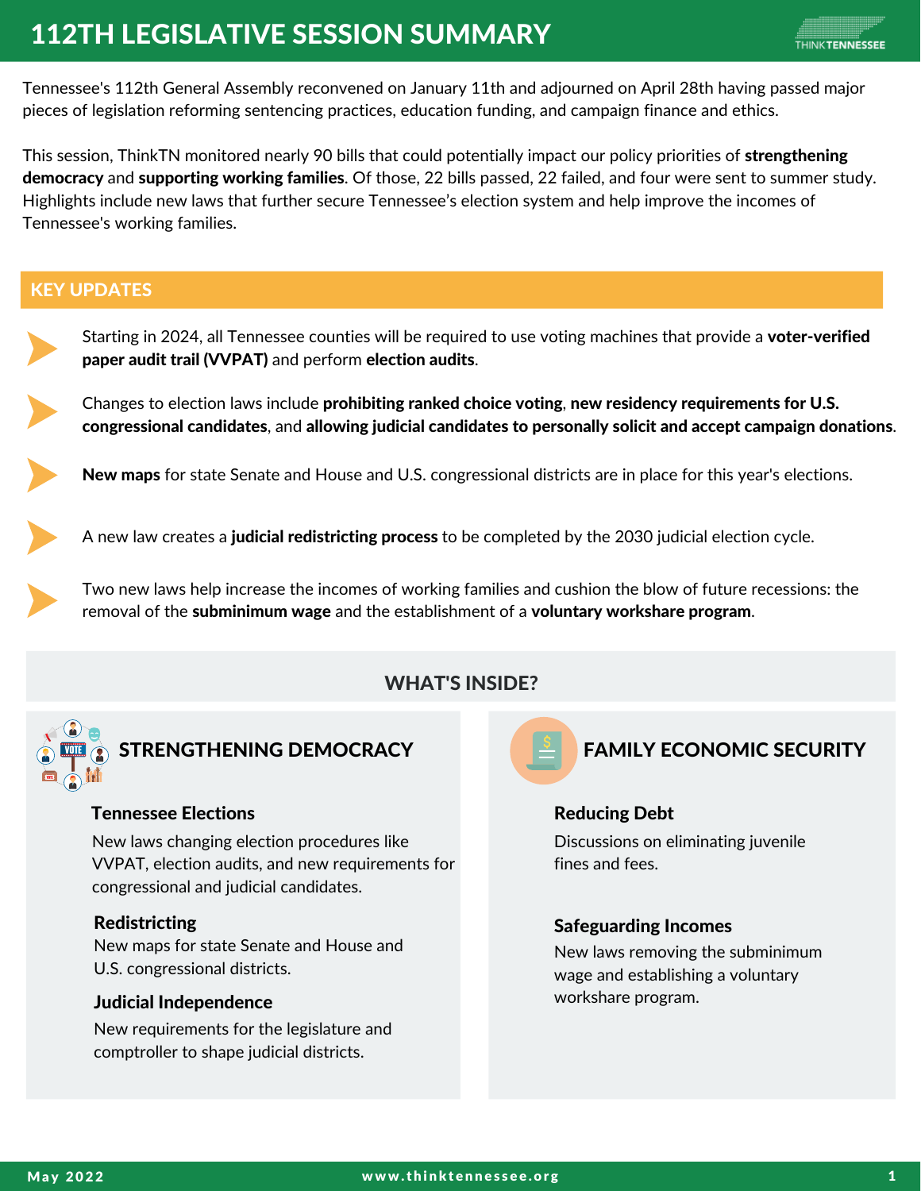# 112TH LEGISLATIVE SESSION SUMMARY

Tennessee's 112th General Assembly reconvened on January 11th and adjourned on April 28th having passed major pieces of legislation reforming sentencing practices, education funding, and campaign finance and ethics.

This session, ThinkTN monitored nearly 90 bills that could potentially impact our policy priorities of **strengthening democracy** and **supporting working families**. Of those, 22 bills passed, 22 failed, and four were sent to summer study. Highlights include new laws that further secure Tennessee's election system and help improve the incomes of Tennessee's working families.

## KEY UPDATES

- Starting in 2024, all Tennessee counties will be required to use voting machines that provide a **voter-verified paper audit trail (VVPAT)** and perform **election audits**.
- Changes to election laws include **prohibiting ranked choice voting**, **new residency requirements for U.S. congressional candidates**, and **allowing judicial candidates to personally solicit and accept campaign donations**.
- **New maps** for state Senate and House and U.S. congressional districts are in place for this year's elections.
- A new law creates a **judicial redistricting process** to be completed by the 2030 judicial election cycle.
- Two new laws help increase the incomes of working families and cushion the blow of future recessions: the removal of the **subminimum wage** and the establishment of a **voluntary workshare program**.

## WHAT'S INSIDE?

### STRENGTHENING DEMOCRACY

**Tennessee Elections**

New laws changing election procedures like VVPAT, election audits, and new requirements for congressional and judicial candidates.

**Redistricting**

New maps for state Senate and House and U.S. congressional districts.

**Judicial Independence**

New requirements for the legislature and comptroller to shape judicial districts.

### FAMILY ECONOMIC SECURITY

**Reducing Debt**

Discussions on eliminating juvenile fines and fees.

**Safeguarding Incomes**

New laws removing the subminimum wage and establishing a voluntary workshare program.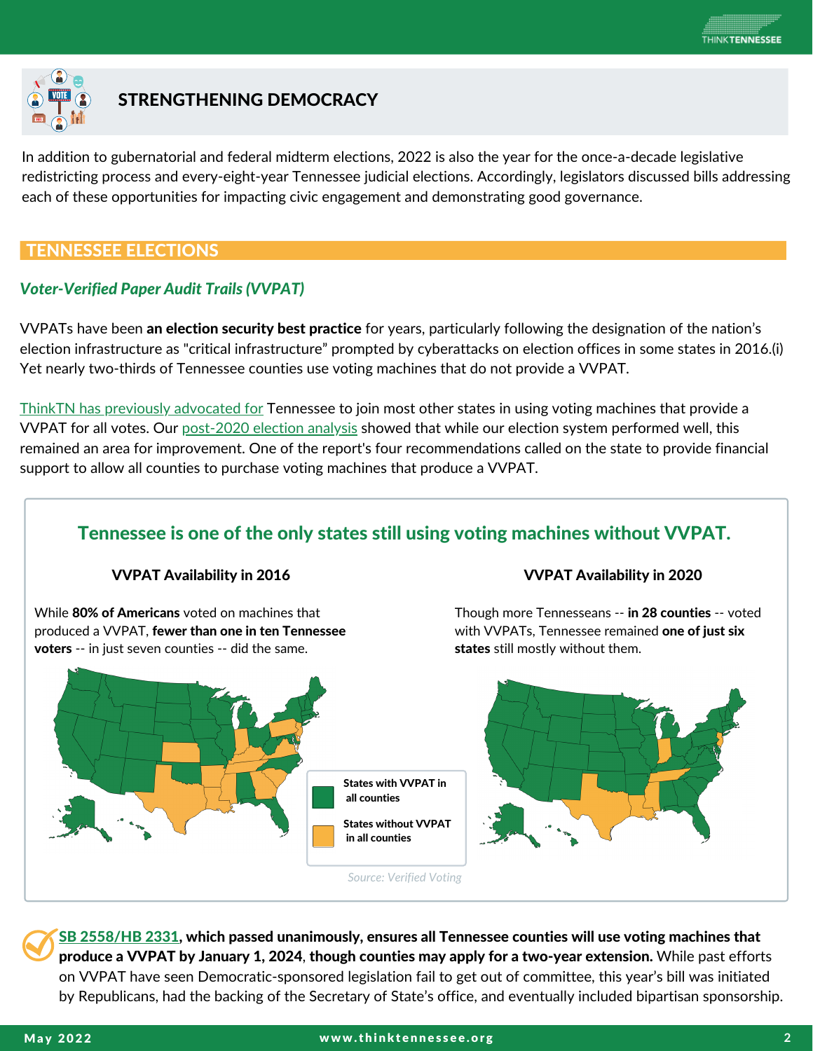# STRENGTHENING DEMOCRACY

In addition to gubernatorial and federal midterm elections, 2022 is also the year for the once-a-decade legislative redistricting process and every-eight-year Tennessee judicial elections. Accordingly, legislators discussed bills addressing each of these opportunities for impacting civic engagement and demonstrating good governance.

## TENNESSEE ELECTIONS

### *Voter-Verified Paper Audit Trails (VVPAT)*

VVPATs have been **an election security best practice** for years, particularly following the designation of the nation's election infrastructure as "critical infrastructure" prompted by cyberattacks on election offices in some states in 2016.(i) Yet nearly two-thirds of Tennessee counties use voting machines that do not provide a VVPAT.

ThinkTN has previously advocated for Tennessee to join most other states in using voting machines that provide a VVPAT for all votes. Our post-2020 election analysis showed that while our election system performed well, this remained an area for improvement. One of the report's four recommendations called on the state to provide financial support to allow all counties to purchase voting machines that produce a VVPAT.

#### Tennessee is one of the only states still using voting machines without VVPAT.

**VVPAT Availability in 2016**

While **80% of Americans** voted on machines that produced a VVPAT, **fewer than one in ten Tennessee voters** -- in just seven counties -- did the same.

**VVPAT Availability in 2020**

Though more Tennesseans -- **in 28 counties** -- voted with VVPATs, Tennessee remained **one of just six states** still mostly without them.

States with VVPAT in all counties

States without VVPAT in all counties

*Source: Verified Voting*

**SB 2558/HB 2331, which passed unanimously, ensures all Tennessee counties will use voting machines that produce a VVPAT by January 1, 2024, though counties may apply for a two-year extension.** While past efforts on VVPAT have seen Democratic-sponsored legislation fail to get out of committee, this year's bill was initiated by Republicans, had the backing of the Secretary of State's office, and eventually included bipartisan sponsorship.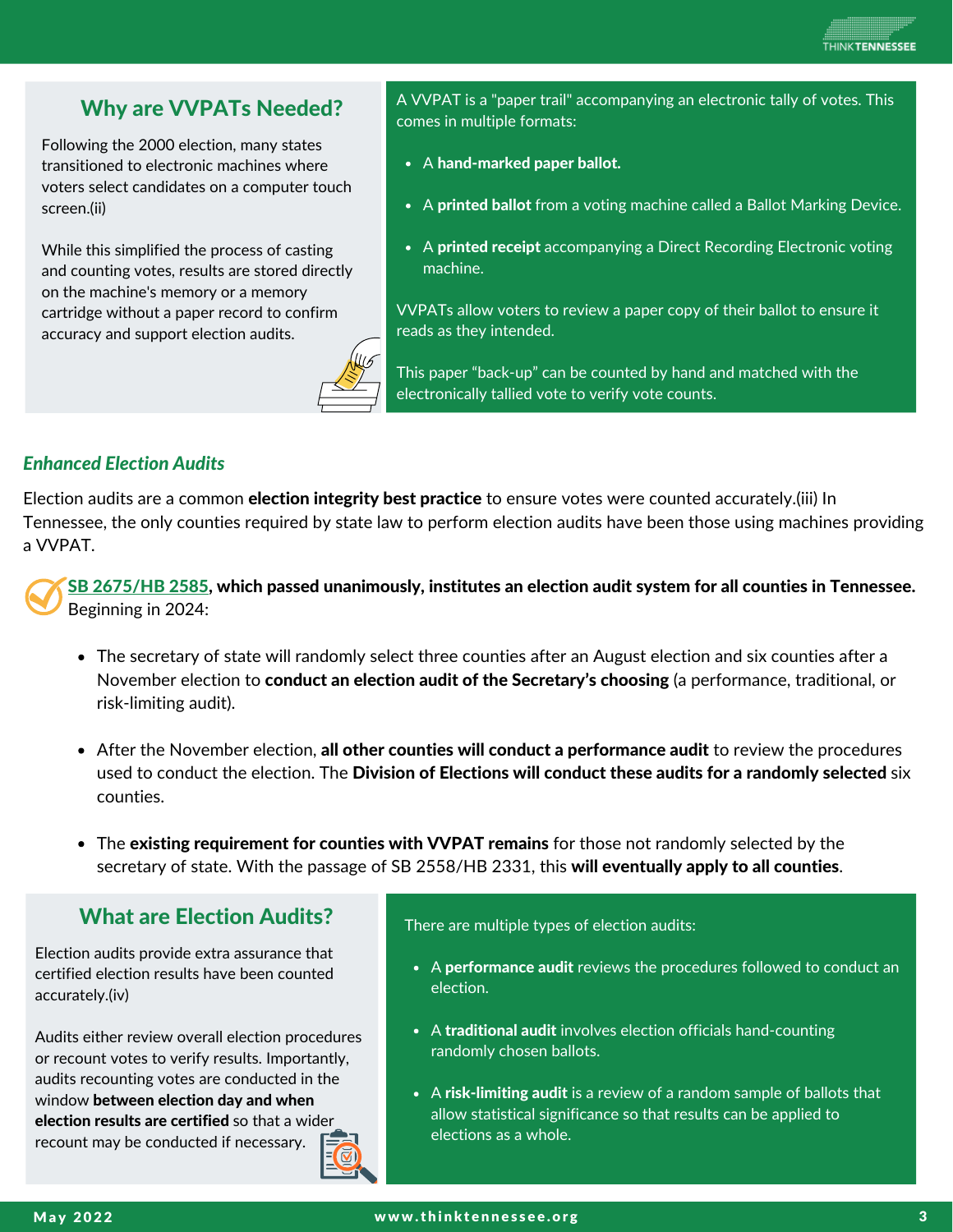## Why are VVPATs Needed?

Following the 2000 election, many states transitioned to electronic machines where voters select candidates on a computer touch screen.(ii)

While this simplified the process of casting and counting votes, results are stored directly on the machine's memory or a memory cartridge without a paper record to confirm accuracy and support election audits.

A VVPAT is a "paper trail" accompanying an electronic tally of votes. This comes in multiple formats:

- A **hand-marked paper ballot.**
- A **printed ballot** from a voting machine called a Ballot Marking Device.
- A **printed receipt** accompanying a Direct Recording Electronic voting machine.

VVPATs allow voters to review a paper copy of their ballot to ensure it reads as they intended.

This paper "back-up" can be counted by hand and matched with the electronically tallied vote to verify vote counts.

### *Enhanced Election Audits*

Election audits are a common **election integrity best practice** to ensure votes were counted accurately.(iii) In Tennessee, the only counties required by state law to perform election audits have been those using machines providing a VVPAT.

**SB 2675/HB 2585, which passed unanimously, institutes an election audit system for all counties in Tennessee.** Beginning in 2024:

- The secretary of state will randomly select three counties after an August election and six counties after a November election to **conduct an election audit of the Secretary's choosing** (a performance, traditional, or risk-limiting audit).
- After the November election, **all other counties will conduct a performance audit** to review the procedures used to conduct the election. The **Division of Elections will conduct these audits for a randomly selected** six counties.
- The **existing requirement for counties with VVPAT remains** for those not randomly selected by the secretary of state. With the passage of SB 2558/HB 2331, this **will eventually apply to all counties**.

## What are Election Audits?

Election audits provide extra assurance that certified election results have been counted accurately.(iv)

Audits either review overall election procedures or recount votes to verify results. Importantly, audits recounting votes are conducted in the window **between election day and when election results are certified** so that a wider recount may be conducted if necessary.

There are multiple types of election audits:

- A **performance audit** reviews the procedures followed to conduct an election.
- A **traditional audit** involves election officials hand-counting randomly chosen ballots.
- A **risk-limiting audit** is a review of a random sample of ballots that allow statistical significance so that results can be applied to elections as a whole.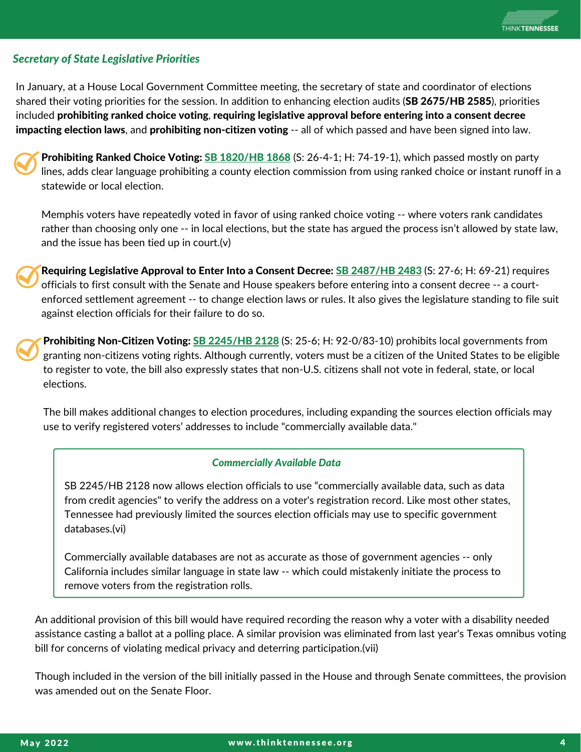### *Secretary of State Legislative Priorities*

In January, at a House Local Government Committee meeting, the secretary of state and coordinator of elections shared their voting priorities for the session. In addition to enhancing election audits (**SB 2675/HB 2585**), priorities included **prohibiting ranked choice voting**, **requiring legislative approval before entering into a consent decree impacting election laws**, and **prohibiting non-citizen voting** -- all of which passed and have been signed into law.

**Prohibiting Ranked Choice Voting:** SB 1820/HB 1868 (S: 26-4-1; H: 74-19-1), which passed mostly on party lines, adds clear language prohibiting a county election commission from using ranked choice or instant runoff in a statewide or local election.

Memphis voters have repeatedly voted in favor of using ranked choice voting -- where voters rank candidates rather than choosing only one -- in local elections, but the state has argued the process isn't allowed by state law, and the issue has been tied up in court.(v)

**Requiring Legislative Approval to Enter Into a Consent Decree:** SB 2487/HB 2483 (S: 27-6; H: 69-21) requires officials to first consult with the Senate and House speakers before entering into a consent decree -- a court-enforced settlement agreement -- to change election laws or rules. It also gives the legislature standing to file suit against election officials for their failure to do so.

**Prohibiting Non-Citizen Voting:** SB 2245/HB 2128 (S: 25-6; H: 92-0/83-10) prohibits local governments from granting non-citizens voting rights. Although currently, voters must be a citizen of the United States to be eligible to register to vote, the bill also expressly states that non-U.S. citizens shall not vote in federal, state, or local elections.

The bill makes additional changes to election procedures, including expanding the sources election officials may use to verify registered voters' addresses to include "commercially available data."

> ***Commercially Available Data***
>
> SB 2245/HB 2128 now allows election officials to use "commercially available data, such as data from credit agencies" to verify the address on a voter's registration record. Like most other states, Tennessee had previously limited the sources election officials may use to specific government databases.(vi)
>
> Commercially available databases are not as accurate as those of government agencies -- only California includes similar language in state law -- which could mistakenly initiate the process to remove voters from the registration rolls.

An additional provision of this bill would have required recording the reason why a voter with a disability needed assistance casting a ballot at a polling place. A similar provision was eliminated from last year's Texas omnibus voting bill for concerns of violating medical privacy and deterring participation.(vii)

Though included in the version of the bill initially passed in the House and through Senate committees, the provision was amended out on the Senate Floor.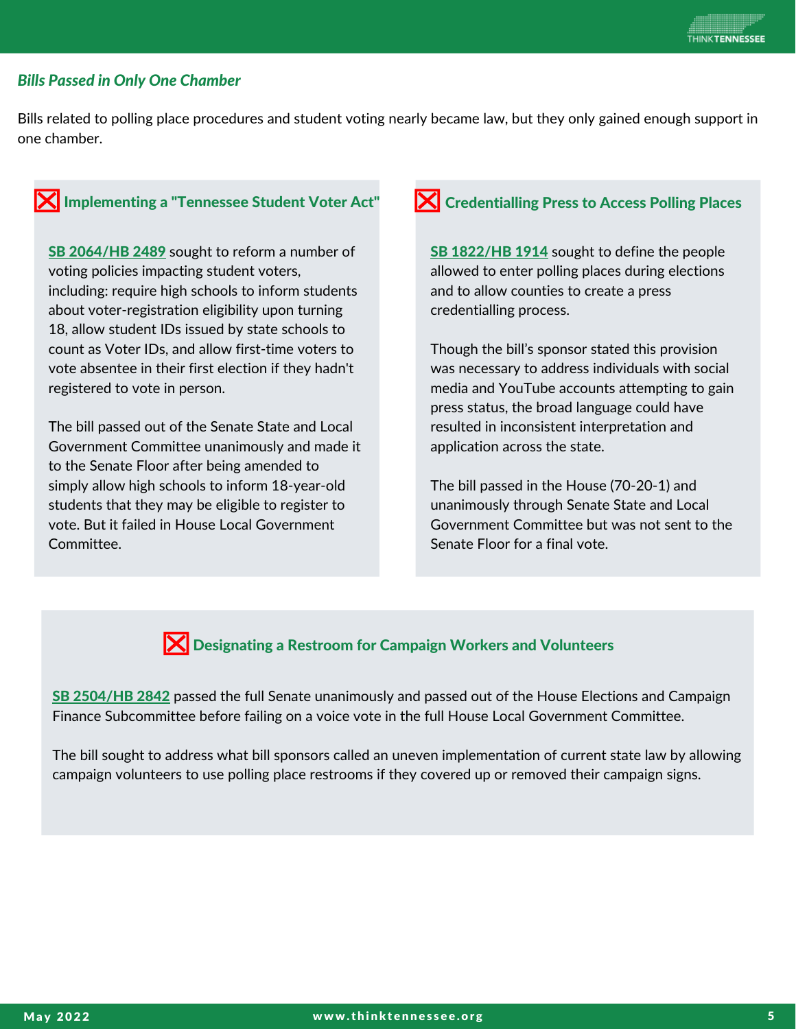## *Bills Passed in Only One Chamber*

Bills related to polling place procedures and student voting nearly became law, but they only gained enough support in one chamber.

### Implementing a "Tennessee Student Voter Act"

**SB 2064/HB 2489** sought to reform a number of voting policies impacting student voters, including: require high schools to inform students about voter-registration eligibility upon turning 18, allow student IDs issued by state schools to count as Voter IDs, and allow first-time voters to vote absentee in their first election if they hadn't registered to vote in person.

The bill passed out of the Senate State and Local Government Committee unanimously and made it to the Senate Floor after being amended to simply allow high schools to inform 18-year-old students that they may be eligible to register to vote. But it failed in House Local Government Committee.

### Credentialling Press to Access Polling Places

**SB 1822/HB 1914** sought to define the people allowed to enter polling places during elections and to allow counties to create a press credentialling process.

Though the bill's sponsor stated this provision was necessary to address individuals with social media and YouTube accounts attempting to gain press status, the broad language could have resulted in inconsistent interpretation and application across the state.

The bill passed in the House (70-20-1) and unanimously through Senate State and Local Government Committee but was not sent to the Senate Floor for a final vote.

### Designating a Restroom for Campaign Workers and Volunteers

**SB 2504/HB 2842** passed the full Senate unanimously and passed out of the House Elections and Campaign Finance Subcommittee before failing on a voice vote in the full House Local Government Committee.

The bill sought to address what bill sponsors called an uneven implementation of current state law by allowing campaign volunteers to use polling place restrooms if they covered up or removed their campaign signs.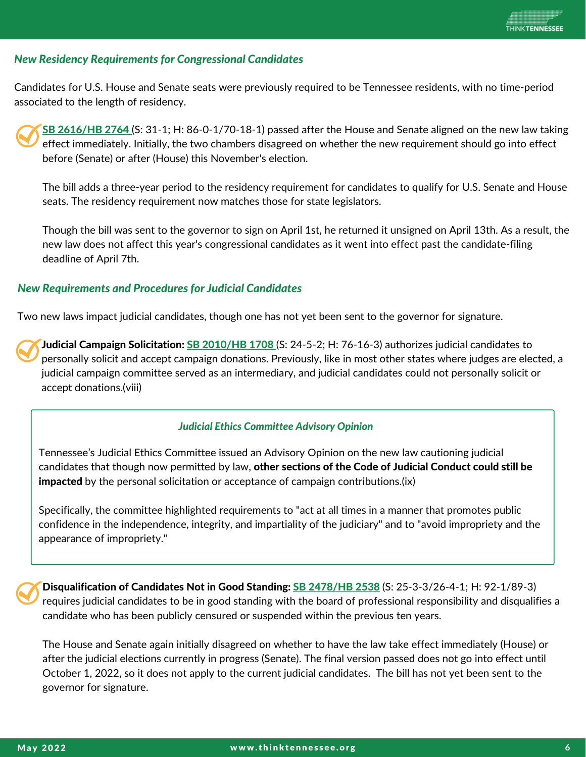### *New Residency Requirements for Congressional Candidates*

Candidates for U.S. House and Senate seats were previously required to be Tennessee residents, with no time-period associated to the length of residency.

- SB 2616/HB 2764 (S: 31-1; H: 86-0-1/70-18-1) passed after the House and Senate aligned on the new law taking effect immediately. Initially, the two chambers disagreed on whether the new requirement should go into effect before (Senate) or after (House) this November's election.

  The bill adds a three-year period to the residency requirement for candidates to qualify for U.S. Senate and House seats. The residency requirement now matches those for state legislators.

  Though the bill was sent to the governor to sign on April 1st, he returned it unsigned on April 13th. As a result, the new law does not affect this year's congressional candidates as it went into effect past the candidate-filing deadline of April 7th.

### *New Requirements and Procedures for Judicial Candidates*

Two new laws impact judicial candidates, though one has not yet been sent to the governor for signature.

- **Judicial Campaign Solicitation:** SB 2010/HB 1708 (S: 24-5-2; H: 76-16-3) authorizes judicial candidates to personally solicit and accept campaign donations. Previously, like in most other states where judges are elected, a judicial campaign committee served as an intermediary, and judicial candidates could not personally solicit or accept donations.(viii)

> ***Judicial Ethics Committee Advisory Opinion***
>
> Tennessee's Judicial Ethics Committee issued an Advisory Opinion on the new law cautioning judicial candidates that though now permitted by law, **other sections of the Code of Judicial Conduct could still be impacted** by the personal solicitation or acceptance of campaign contributions.(ix)
>
> Specifically, the committee highlighted requirements to "act at all times in a manner that promotes public confidence in the independence, integrity, and impartiality of the judiciary" and to "avoid impropriety and the appearance of impropriety."

- **Disqualification of Candidates Not in Good Standing:** SB 2478/HB 2538 (S: 25-3-3/26-4-1; H: 92-1/89-3) requires judicial candidates to be in good standing with the board of professional responsibility and disqualifies a candidate who has been publicly censured or suspended within the previous ten years.

  The House and Senate again initially disagreed on whether to have the law take effect immediately (House) or after the judicial elections currently in progress (Senate). The final version passed does not go into effect until October 1, 2022, so it does not apply to the current judicial candidates. The bill has not yet been sent to the governor for signature.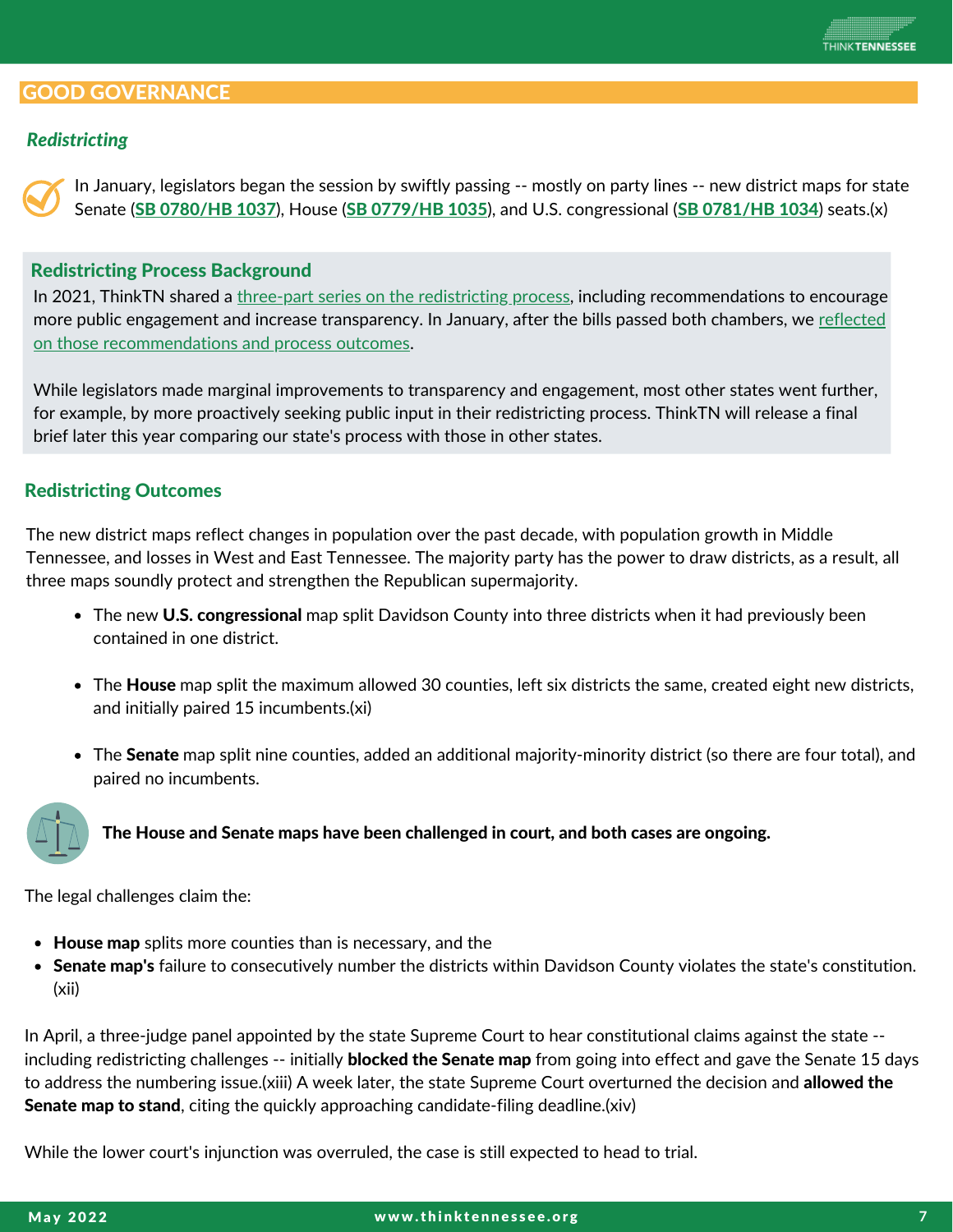## GOOD GOVERNANCE

### *Redistricting*

In January, legislators began the session by swiftly passing -- mostly on party lines -- new district maps for state Senate (**SB 0780/HB 1037**), House (**SB 0779/HB 1035**), and U.S. congressional (**SB 0781/HB 1034**) seats.(x)

#### Redistricting Process Background

In 2021, ThinkTN shared a three-part series on the redistricting process, including recommendations to encourage more public engagement and increase transparency. In January, after the bills passed both chambers, we reflected on those recommendations and process outcomes.

While legislators made marginal improvements to transparency and engagement, most other states went further, for example, by more proactively seeking public input in their redistricting process. ThinkTN will release a final brief later this year comparing our state's process with those in other states.

#### Redistricting Outcomes

The new district maps reflect changes in population over the past decade, with population growth in Middle Tennessee, and losses in West and East Tennessee. The majority party has the power to draw districts, as a result, all three maps soundly protect and strengthen the Republican supermajority.

- The new **U.S. congressional** map split Davidson County into three districts when it had previously been contained in one district.
- The **House** map split the maximum allowed 30 counties, left six districts the same, created eight new districts, and initially paired 15 incumbents.(xi)
- The **Senate** map split nine counties, added an additional majority-minority district (so there are four total), and paired no incumbents.

**The House and Senate maps have been challenged in court, and both cases are ongoing.**

The legal challenges claim the:

- **House map** splits more counties than is necessary, and the
- **Senate map's** failure to consecutively number the districts within Davidson County violates the state's constitution.(xii)

In April, a three-judge panel appointed by the state Supreme Court to hear constitutional claims against the state -- including redistricting challenges -- initially **blocked the Senate map** from going into effect and gave the Senate 15 days to address the numbering issue.(xiii) A week later, the state Supreme Court overturned the decision and **allowed the Senate map to stand**, citing the quickly approaching candidate-filing deadline.(xiv)

While the lower court's injunction was overruled, the case is still expected to head to trial.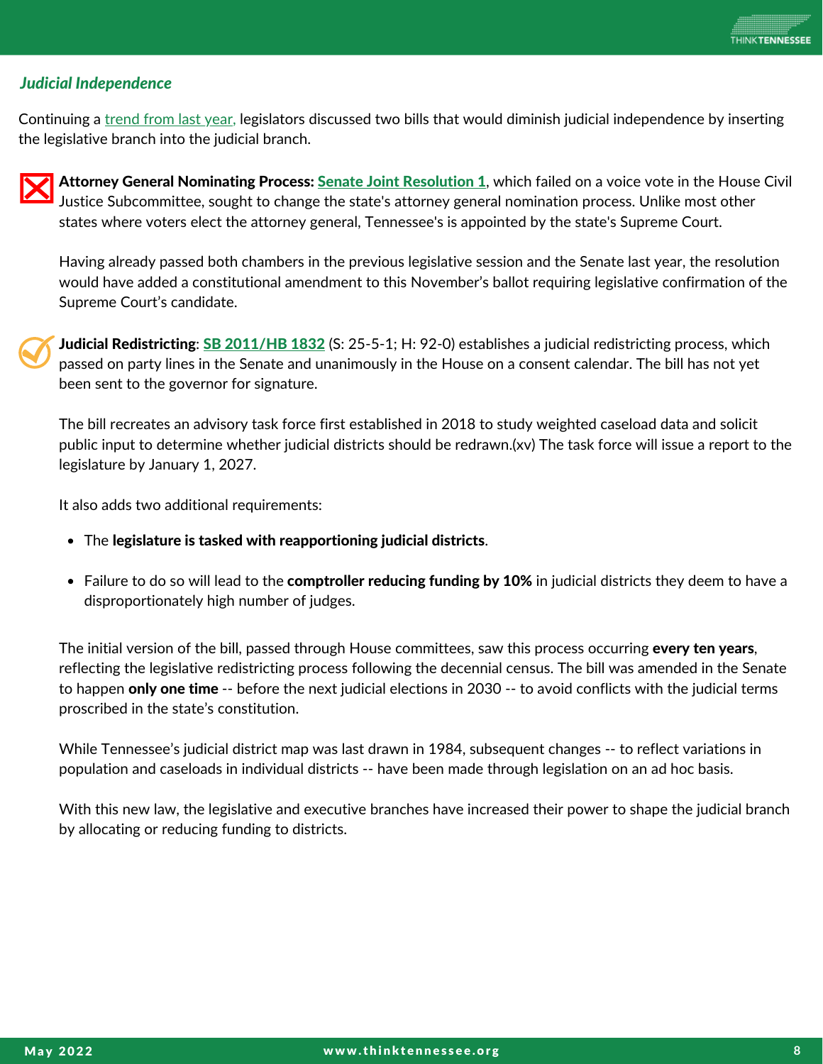### *Judicial Independence*

Continuing a trend from last year, legislators discussed two bills that would diminish judicial independence by inserting the legislative branch into the judicial branch.

**Attorney General Nominating Process: Senate Joint Resolution 1**, which failed on a voice vote in the House Civil Justice Subcommittee, sought to change the state's attorney general nomination process. Unlike most other states where voters elect the attorney general, Tennessee's is appointed by the state's Supreme Court.

Having already passed both chambers in the previous legislative session and the Senate last year, the resolution would have added a constitutional amendment to this November's ballot requiring legislative confirmation of the Supreme Court's candidate.

**Judicial Redistricting**: **SB 2011/HB 1832** (S: 25-5-1; H: 92-0) establishes a judicial redistricting process, which passed on party lines in the Senate and unanimously in the House on a consent calendar. The bill has not yet been sent to the governor for signature.

The bill recreates an advisory task force first established in 2018 to study weighted caseload data and solicit public input to determine whether judicial districts should be redrawn.(xv) The task force will issue a report to the legislature by January 1, 2027.

It also adds two additional requirements:

- The **legislature is tasked with reapportioning judicial districts**.
- Failure to do so will lead to the **comptroller reducing funding by 10%** in judicial districts they deem to have a disproportionately high number of judges.

The initial version of the bill, passed through House committees, saw this process occurring **every ten years**, reflecting the legislative redistricting process following the decennial census. The bill was amended in the Senate to happen **only one time** -- before the next judicial elections in 2030 -- to avoid conflicts with the judicial terms proscribed in the state's constitution.

While Tennessee's judicial district map was last drawn in 1984, subsequent changes -- to reflect variations in population and caseloads in individual districts -- have been made through legislation on an ad hoc basis.

With this new law, the legislative and executive branches have increased their power to shape the judicial branch by allocating or reducing funding to districts.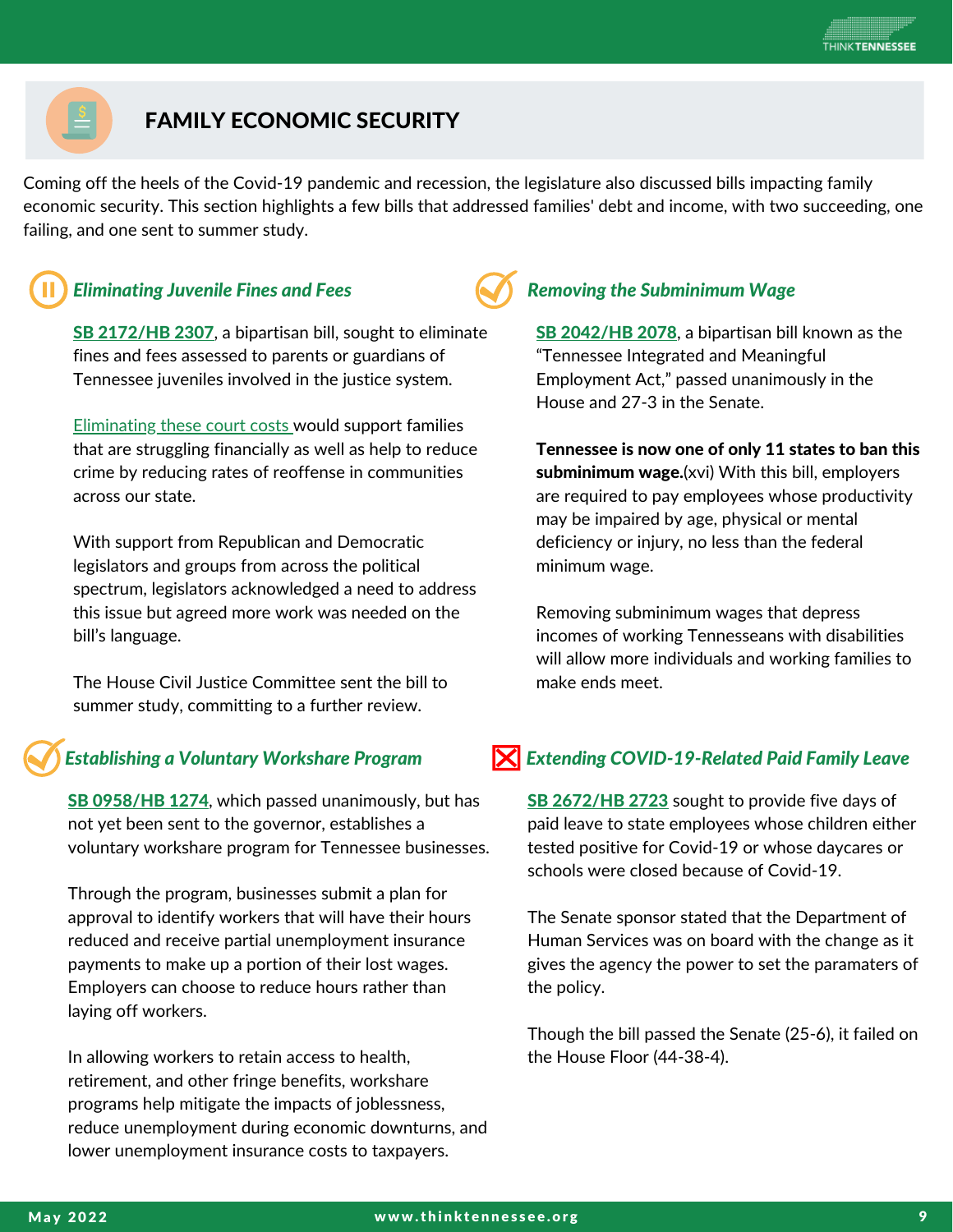## FAMILY ECONOMIC SECURITY

Coming off the heels of the Covid-19 pandemic and recession, the legislature also discussed bills impacting family economic security. This section highlights a few bills that addressed families' debt and income, with two succeeding, one failing, and one sent to summer study.

### *Eliminating Juvenile Fines and Fees*

**SB 2172/HB 2307**, a bipartisan bill, sought to eliminate fines and fees assessed to parents or guardians of Tennessee juveniles involved in the justice system.

Eliminating these court costs would support families that are struggling financially as well as help to reduce crime by reducing rates of reoffense in communities across our state.

With support from Republican and Democratic legislators and groups from across the political spectrum, legislators acknowledged a need to address this issue but agreed more work was needed on the bill's language.

The House Civil Justice Committee sent the bill to summer study, committing to a further review.

### *Removing the Subminimum Wage*

**SB 2042/HB 2078**, a bipartisan bill known as the "Tennessee Integrated and Meaningful Employment Act," passed unanimously in the House and 27-3 in the Senate.

**Tennessee is now one of only 11 states to ban this subminimum wage.**(xvi) With this bill, employers are required to pay employees whose productivity may be impaired by age, physical or mental deficiency or injury, no less than the federal minimum wage.

Removing subminimum wages that depress incomes of working Tennesseans with disabilities will allow more individuals and working families to make ends meet.

### *Establishing a Voluntary Workshare Program*

**SB 0958/HB 1274**, which passed unanimously, but has not yet been sent to the governor, establishes a voluntary workshare program for Tennessee businesses.

Through the program, businesses submit a plan for approval to identify workers that will have their hours reduced and receive partial unemployment insurance payments to make up a portion of their lost wages. Employers can choose to reduce hours rather than laying off workers.

In allowing workers to retain access to health, retirement, and other fringe benefits, workshare programs help mitigate the impacts of joblessness, reduce unemployment during economic downturns, and lower unemployment insurance costs to taxpayers.

### *Extending COVID-19-Related Paid Family Leave*

**SB 2672/HB 2723** sought to provide five days of paid leave to state employees whose children either tested positive for Covid-19 or whose daycares or schools were closed because of Covid-19.

The Senate sponsor stated that the Department of Human Services was on board with the change as it gives the agency the power to set the paramaters of the policy.

Though the bill passed the Senate (25-6), it failed on the House Floor (44-38-4).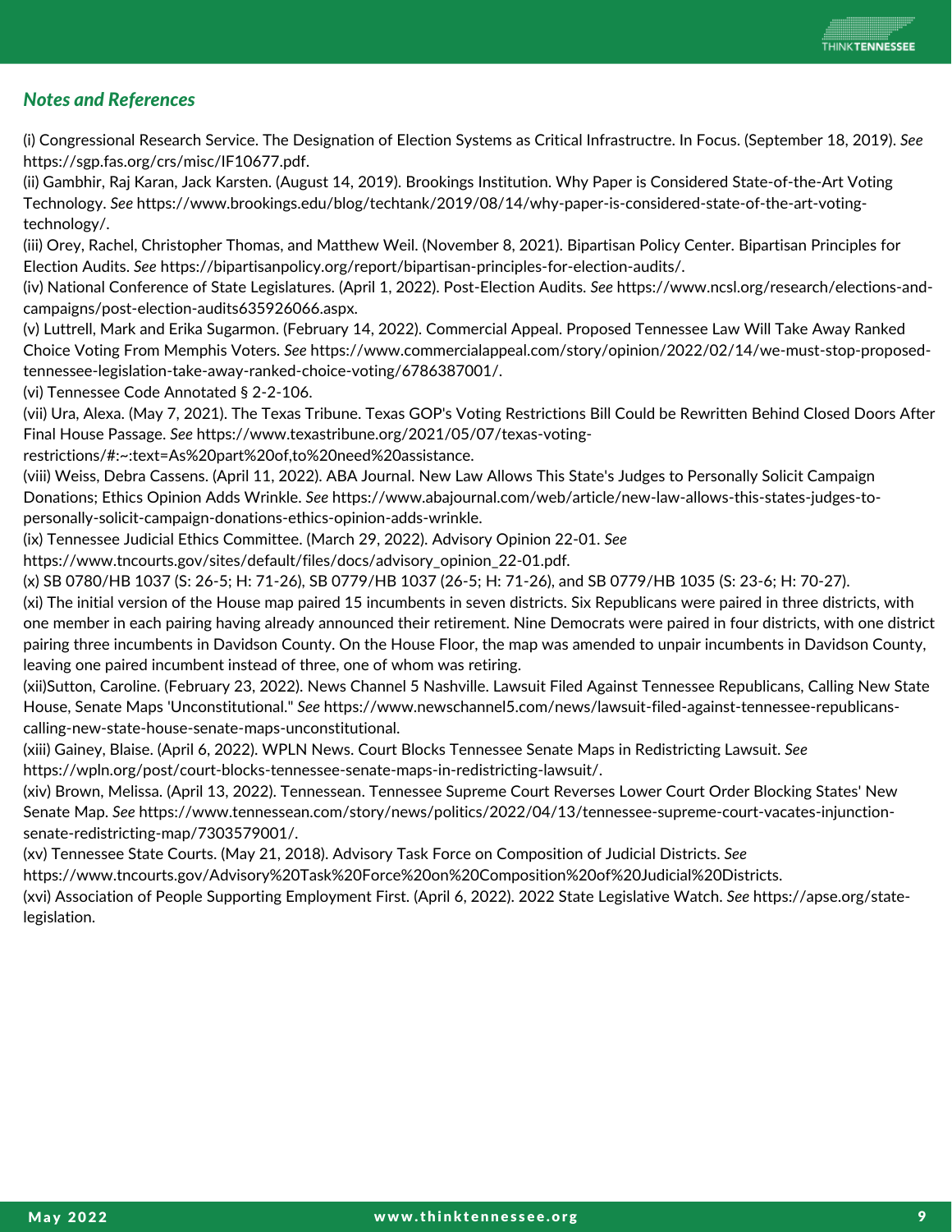### *Notes and References*

(i) Congressional Research Service. The Designation of Election Systems as Critical Infrastructre. In Focus. (September 18, 2019). *See* https://sgp.fas.org/crs/misc/IF10677.pdf.
(ii) Gambhir, Raj Karan, Jack Karsten. (August 14, 2019). Brookings Institution. Why Paper is Considered State-of-the-Art Voting Technology. *See* https://www.brookings.edu/blog/techtank/2019/08/14/why-paper-is-considered-state-of-the-art-voting-technology/.
(iii) Orey, Rachel, Christopher Thomas, and Matthew Weil. (November 8, 2021). Bipartisan Policy Center. Bipartisan Principles for Election Audits. *See* https://bipartisanpolicy.org/report/bipartisan-principles-for-election-audits/.
(iv) National Conference of State Legislatures. (April 1, 2022). Post-Election Audits. *See* https://www.ncsl.org/research/elections-and-campaigns/post-election-audits635926066.aspx.
(v) Luttrell, Mark and Erika Sugarmon. (February 14, 2022). Commercial Appeal. Proposed Tennessee Law Will Take Away Ranked Choice Voting From Memphis Voters. *See* https://www.commercialappeal.com/story/opinion/2022/02/14/we-must-stop-proposed-tennessee-legislation-take-away-ranked-choice-voting/6786387001/.
(vi) Tennessee Code Annotated § 2-2-106.
(vii) Ura, Alexa. (May 7, 2021). The Texas Tribune. Texas GOP's Voting Restrictions Bill Could be Rewritten Behind Closed Doors After Final House Passage. *See* https://www.texastribune.org/2021/05/07/texas-voting-restrictions/#:~:text=As%20part%20of,to%20need%20assistance.
(viii) Weiss, Debra Cassens. (April 11, 2022). ABA Journal. New Law Allows This State's Judges to Personally Solicit Campaign Donations; Ethics Opinion Adds Wrinkle. *See* https://www.abajournal.com/web/article/new-law-allows-this-states-judges-to-personally-solicit-campaign-donations-ethics-opinion-adds-wrinkle.
(ix) Tennessee Judicial Ethics Committee. (March 29, 2022). Advisory Opinion 22-01. *See* https://www.tncourts.gov/sites/default/files/docs/advisory_opinion_22-01.pdf.
(x) SB 0780/HB 1037 (S: 26-5; H: 71-26), SB 0779/HB 1037 (26-5; H: 71-26), and SB 0779/HB 1035 (S: 23-6; H: 70-27).
(xi) The initial version of the House map paired 15 incumbents in seven districts. Six Republicans were paired in three districts, with one member in each pairing having already announced their retirement. Nine Democrats were paired in four districts, with one district pairing three incumbents in Davidson County. On the House Floor, the map was amended to unpair incumbents in Davidson County, leaving one paired incumbent instead of three, one of whom was retiring.
(xii)Sutton, Caroline. (February 23, 2022). News Channel 5 Nashville. Lawsuit Filed Against Tennessee Republicans, Calling New State House, Senate Maps 'Unconstitutional." *See* https://www.newschannel5.com/news/lawsuit-filed-against-tennessee-republicans-calling-new-state-house-senate-maps-unconstitutional.
(xiii) Gainey, Blaise. (April 6, 2022). WPLN News. Court Blocks Tennessee Senate Maps in Redistricting Lawsuit. *See* https://wpln.org/post/court-blocks-tennessee-senate-maps-in-redistricting-lawsuit/.
(xiv) Brown, Melissa. (April 13, 2022). Tennessean. Tennessee Supreme Court Reverses Lower Court Order Blocking States' New Senate Map. *See* https://www.tennessean.com/story/news/politics/2022/04/13/tennessee-supreme-court-vacates-injunction-senate-redistricting-map/7303579001/.
(xv) Tennessee State Courts. (May 21, 2018). Advisory Task Force on Composition of Judicial Districts. *See* https://www.tncourts.gov/Advisory%20Task%20Force%20on%20Composition%20of%20Judicial%20Districts.
(xvi) Association of People Supporting Employment First. (April 6, 2022). 2022 State Legislative Watch. *See* https://apse.org/state-legislation.